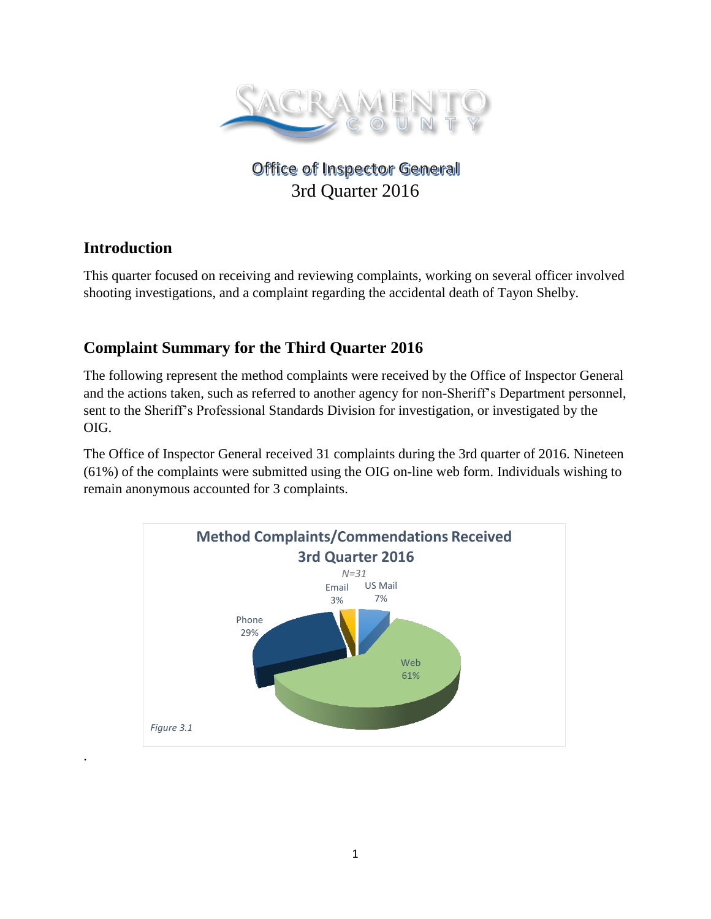# Office of Inspector General
3rd Quarter 2016

## Introduction

This quarter focused on receiving and reviewing complaints, working on several officer involved shooting investigations, and a complaint regarding the accidental death of Tayon Shelby.

## Complaint Summary for the Third Quarter 2016

The following represent the method complaints were received by the Office of Inspector General and the actions taken, such as referred to another agency for non-Sheriff's Department personnel, sent to the Sheriff's Professional Standards Division for investigation, or investigated by the OIG.

The Office of Inspector General received 31 complaints during the 3rd quarter of 2016. Nineteen (61%) of the complaints were submitted using the OIG on-line web form. Individuals wishing to remain anonymous accounted for 3 complaints.

**Method Complaints/Commendations Received 3rd Quarter 2016**

*N=31*

| Method | Percent |
| --- | --- |
| Email | 3% |
| US Mail | 7% |
| Phone | 29% |
| Web | 61% |

*Figure 3.1*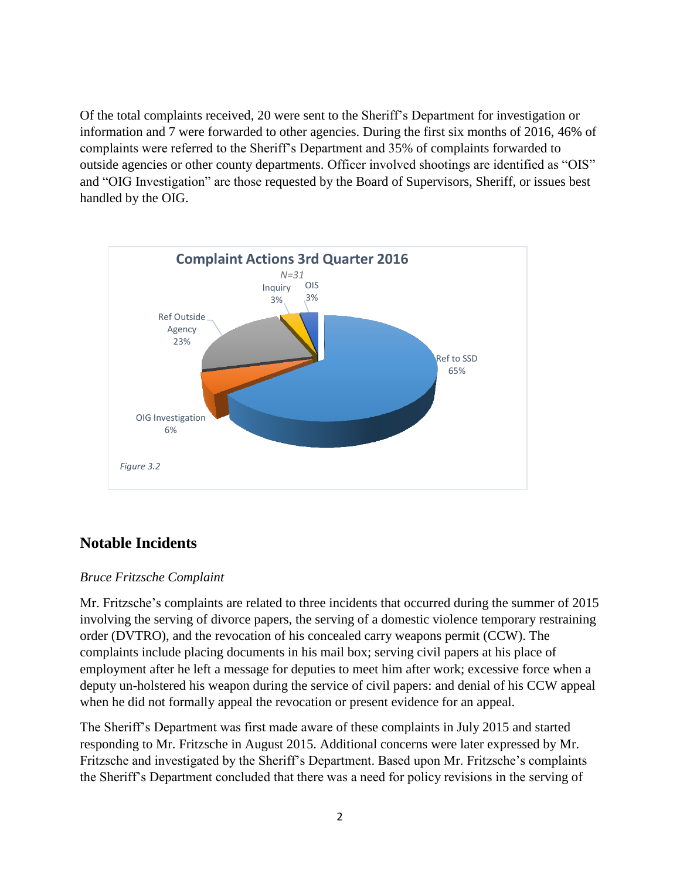Of the total complaints received, 20 were sent to the Sheriff's Department for investigation or information and 7 were forwarded to other agencies. During the first six months of 2016, 46% of complaints were referred to the Sheriff's Department and 35% of complaints forwarded to outside agencies or other county departments. Officer involved shootings are identified as "OIS" and "OIG Investigation" are those requested by the Board of Supervisors, Sheriff, or issues best handled by the OIG.

**Complaint Actions 3rd Quarter 2016**

*N=31*

| Category | Percent |
|---|---|
| Ref to SSD | 65% |
| Ref Outside Agency | 23% |
| OIG Investigation | 6% |
| Inquiry | 3% |
| OIS | 3% |

*Figure 3.2*

## Notable Incidents

*Bruce Fritzsche Complaint*

Mr. Fritzsche's complaints are related to three incidents that occurred during the summer of 2015 involving the serving of divorce papers, the serving of a domestic violence temporary restraining order (DVTRO), and the revocation of his concealed carry weapons permit (CCW). The complaints include placing documents in his mail box; serving civil papers at his place of employment after he left a message for deputies to meet him after work; excessive force when a deputy un-holstered his weapon during the service of civil papers: and denial of his CCW appeal when he did not formally appeal the revocation or present evidence for an appeal.

The Sheriff's Department was first made aware of these complaints in July 2015 and started responding to Mr. Fritzsche in August 2015. Additional concerns were later expressed by Mr. Fritzsche and investigated by the Sheriff's Department. Based upon Mr. Fritzsche's complaints the Sheriff's Department concluded that there was a need for policy revisions in the serving of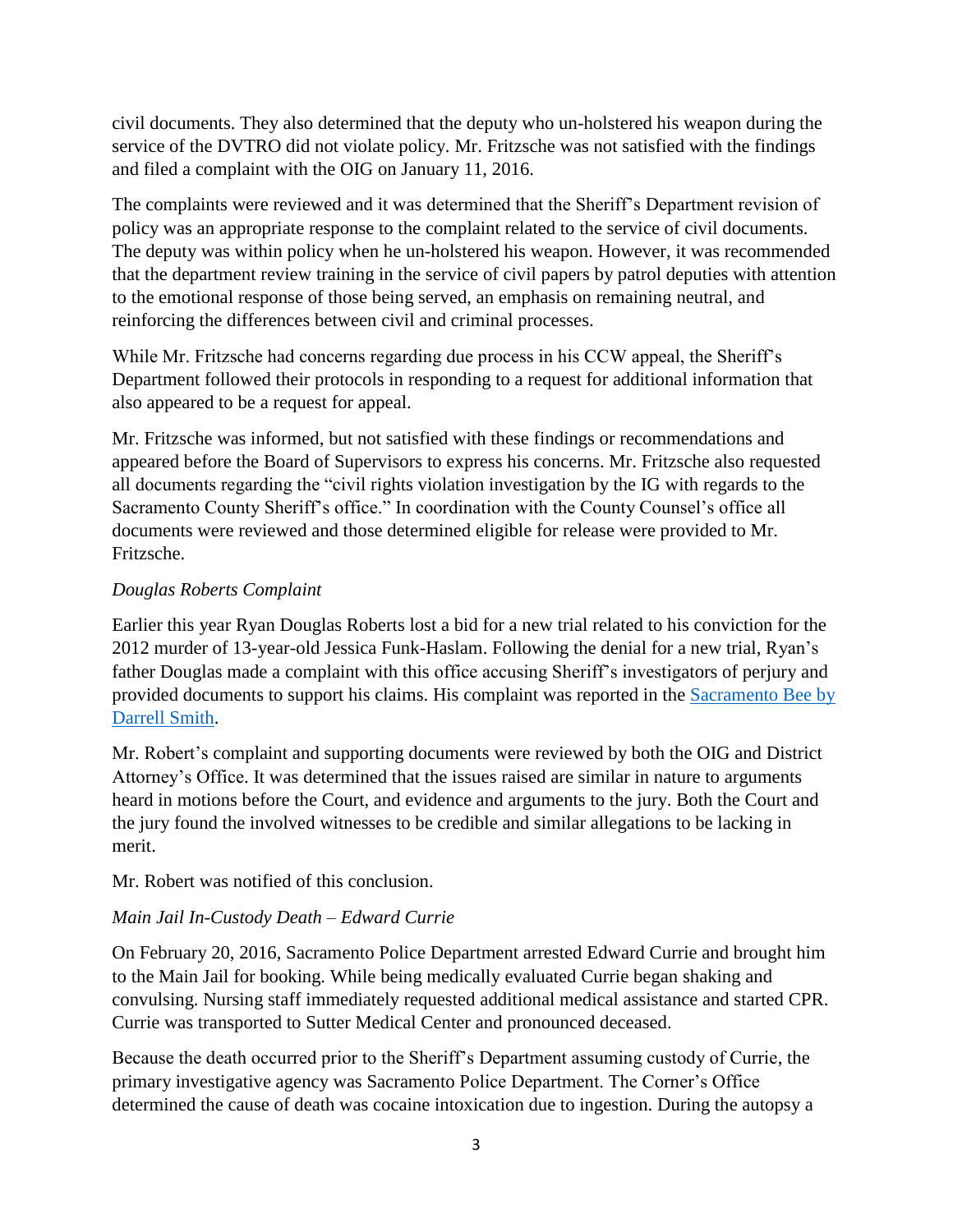civil documents. They also determined that the deputy who un-holstered his weapon during the service of the DVTRO did not violate policy. Mr. Fritzsche was not satisfied with the findings and filed a complaint with the OIG on January 11, 2016.

The complaints were reviewed and it was determined that the Sheriff's Department revision of policy was an appropriate response to the complaint related to the service of civil documents. The deputy was within policy when he un-holstered his weapon. However, it was recommended that the department review training in the service of civil papers by patrol deputies with attention to the emotional response of those being served, an emphasis on remaining neutral, and reinforcing the differences between civil and criminal processes.

While Mr. Fritzsche had concerns regarding due process in his CCW appeal, the Sheriff's Department followed their protocols in responding to a request for additional information that also appeared to be a request for appeal.

Mr. Fritzsche was informed, but not satisfied with these findings or recommendations and appeared before the Board of Supervisors to express his concerns. Mr. Fritzsche also requested all documents regarding the "civil rights violation investigation by the IG with regards to the Sacramento County Sheriff's office." In coordination with the County Counsel's office all documents were reviewed and those determined eligible for release were provided to Mr. Fritzsche.

*Douglas Roberts Complaint*

Earlier this year Ryan Douglas Roberts lost a bid for a new trial related to his conviction for the 2012 murder of 13-year-old Jessica Funk-Haslam. Following the denial for a new trial, Ryan's father Douglas made a complaint with this office accusing Sheriff's investigators of perjury and provided documents to support his claims. His complaint was reported in the Sacramento Bee by Darrell Smith.

Mr. Robert's complaint and supporting documents were reviewed by both the OIG and District Attorney's Office. It was determined that the issues raised are similar in nature to arguments heard in motions before the Court, and evidence and arguments to the jury. Both the Court and the jury found the involved witnesses to be credible and similar allegations to be lacking in merit.

Mr. Robert was notified of this conclusion.

*Main Jail In-Custody Death – Edward Currie*

On February 20, 2016, Sacramento Police Department arrested Edward Currie and brought him to the Main Jail for booking. While being medically evaluated Currie began shaking and convulsing. Nursing staff immediately requested additional medical assistance and started CPR. Currie was transported to Sutter Medical Center and pronounced deceased.

Because the death occurred prior to the Sheriff's Department assuming custody of Currie, the primary investigative agency was Sacramento Police Department. The Corner's Office determined the cause of death was cocaine intoxication due to ingestion. During the autopsy a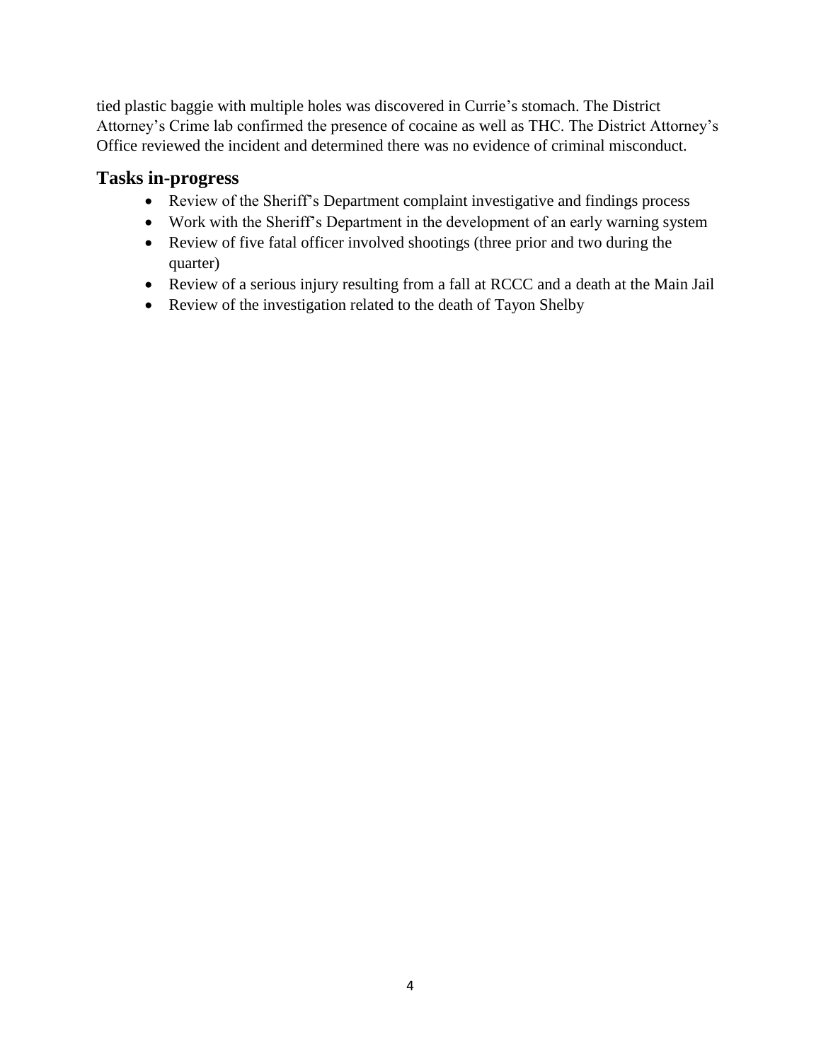tied plastic baggie with multiple holes was discovered in Currie's stomach. The District Attorney's Crime lab confirmed the presence of cocaine as well as THC. The District Attorney's Office reviewed the incident and determined there was no evidence of criminal misconduct.

## Tasks in-progress

- Review of the Sheriff's Department complaint investigative and findings process
- Work with the Sheriff's Department in the development of an early warning system
- Review of five fatal officer involved shootings (three prior and two during the quarter)
- Review of a serious injury resulting from a fall at RCCC and a death at the Main Jail
- Review of the investigation related to the death of Tayon Shelby